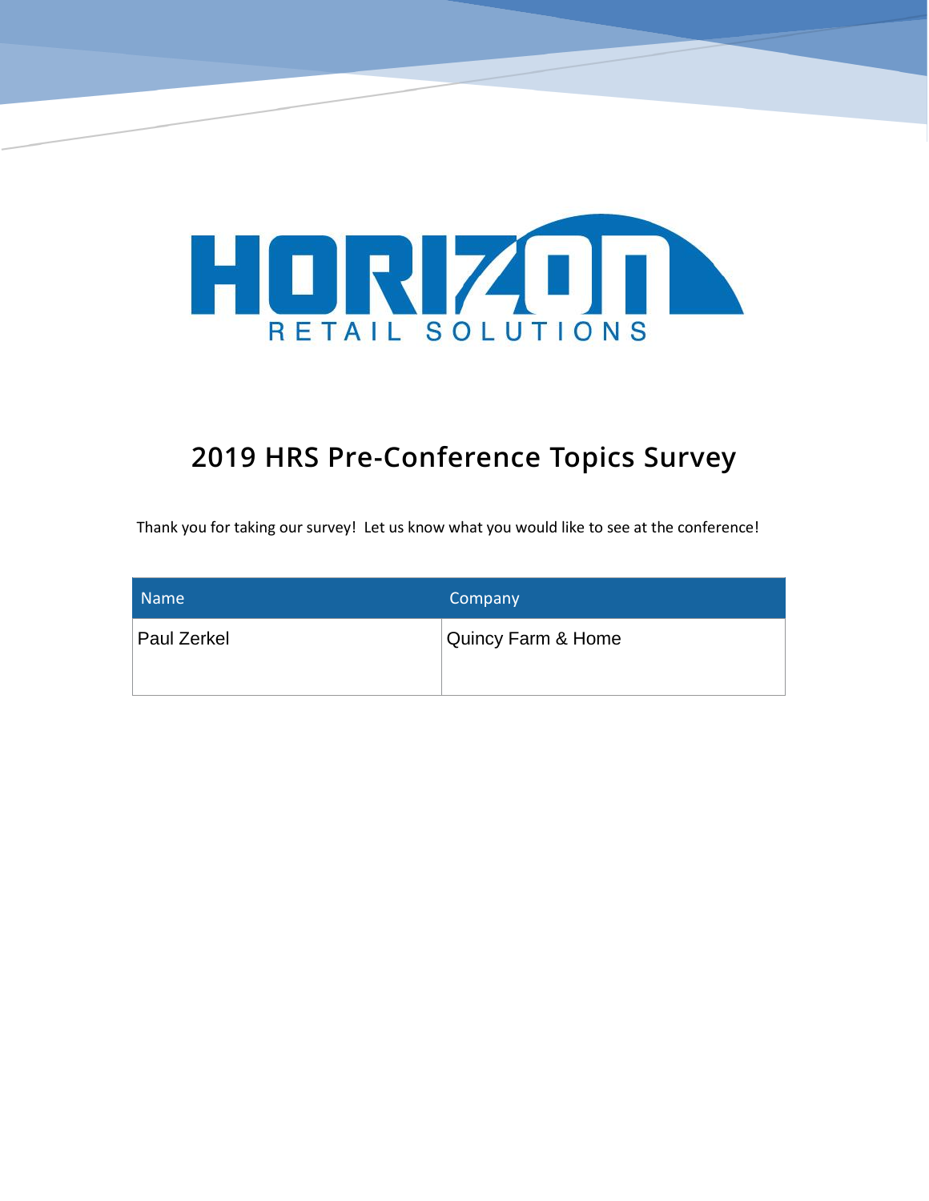HORIZON

RETAIL SOLUTIONS

## 2019 HRS Pre-Conference Topics Survey

Thank you for taking our survey! Let us know what you would like to see at the conference!

| Name | Company |
|---|---|
| Paul Zerkel | Quincy Farm & Home |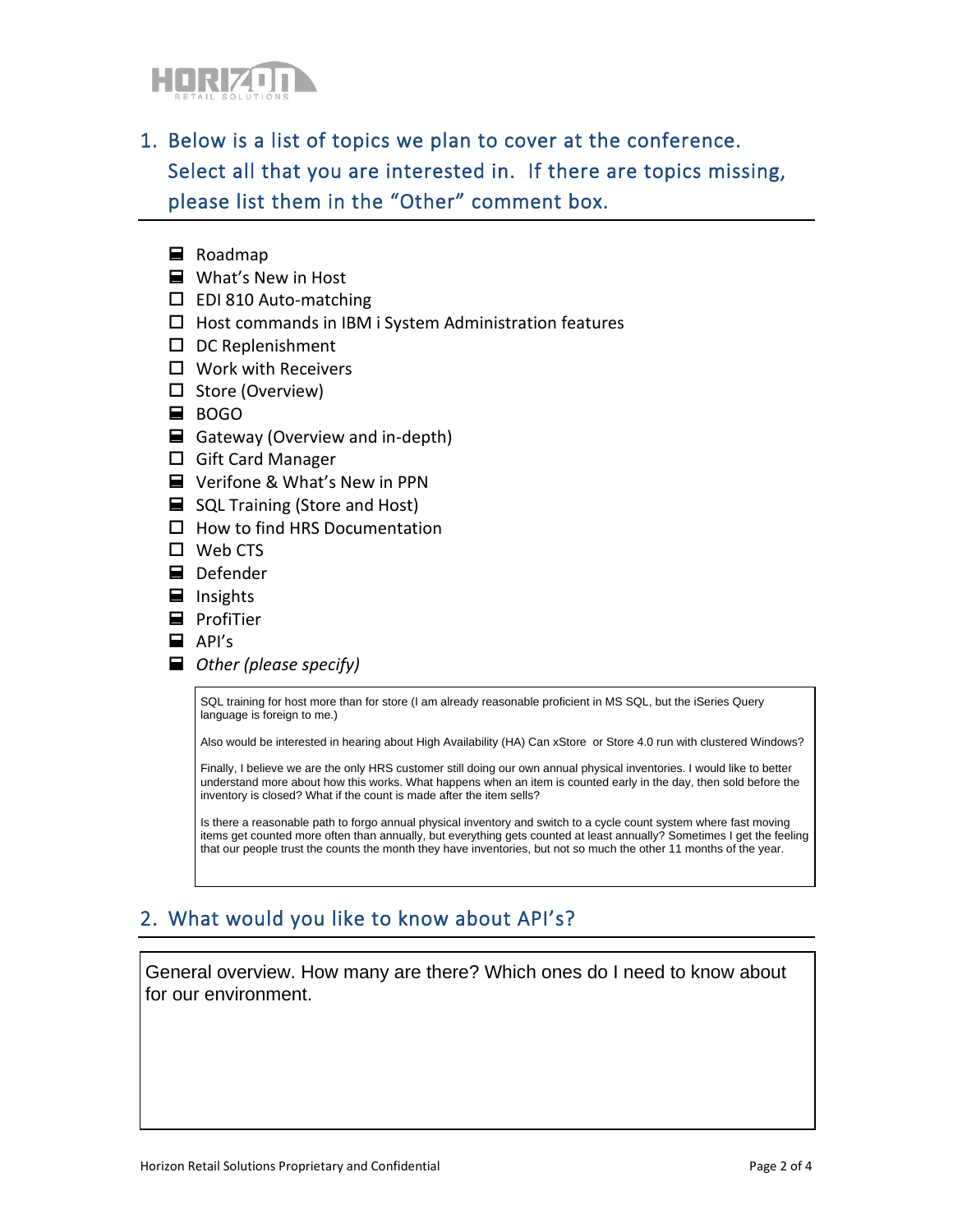## 1. Below is a list of topics we plan to cover at the conference. Select all that you are interested in. If there are topics missing, please list them in the "Other" comment box.

- [x] Roadmap
- [x] What's New in Host
- [ ] EDI 810 Auto-matching
- [ ] Host commands in IBM i System Administration features
- [ ] DC Replenishment
- [ ] Work with Receivers
- [ ] Store (Overview)
- [x] BOGO
- [x] Gateway (Overview and in-depth)
- [ ] Gift Card Manager
- [x] Verifone & What's New in PPN
- [x] SQL Training (Store and Host)
- [ ] How to find HRS Documentation
- [ ] Web CTS
- [x] Defender
- [x] Insights
- [x] ProfiTier
- [x] API's
- [x] *Other (please specify)*

> SQL training for host more than for store (I am already reasonable proficient in MS SQL, but the iSeries Query language is foreign to me.)
>
> Also would be interested in hearing about High Availability (HA) Can xStore or Store 4.0 run with clustered Windows?
>
> Finally, I believe we are the only HRS customer still doing our own annual physical inventories. I would like to better understand more about how this works. What happens when an item is counted early in the day, then sold before the inventory is closed? What if the count is made after the item sells?
>
> Is there a reasonable path to forgo annual physical inventory and switch to a cycle count system where fast moving items get counted more often than annually, but everything gets counted at least annually? Sometimes I get the feeling that our people trust the counts the month they have inventories, but not so much the other 11 months of the year.

## 2. What would you like to know about API's?

> General overview. How many are there? Which ones do I need to know about for our environment.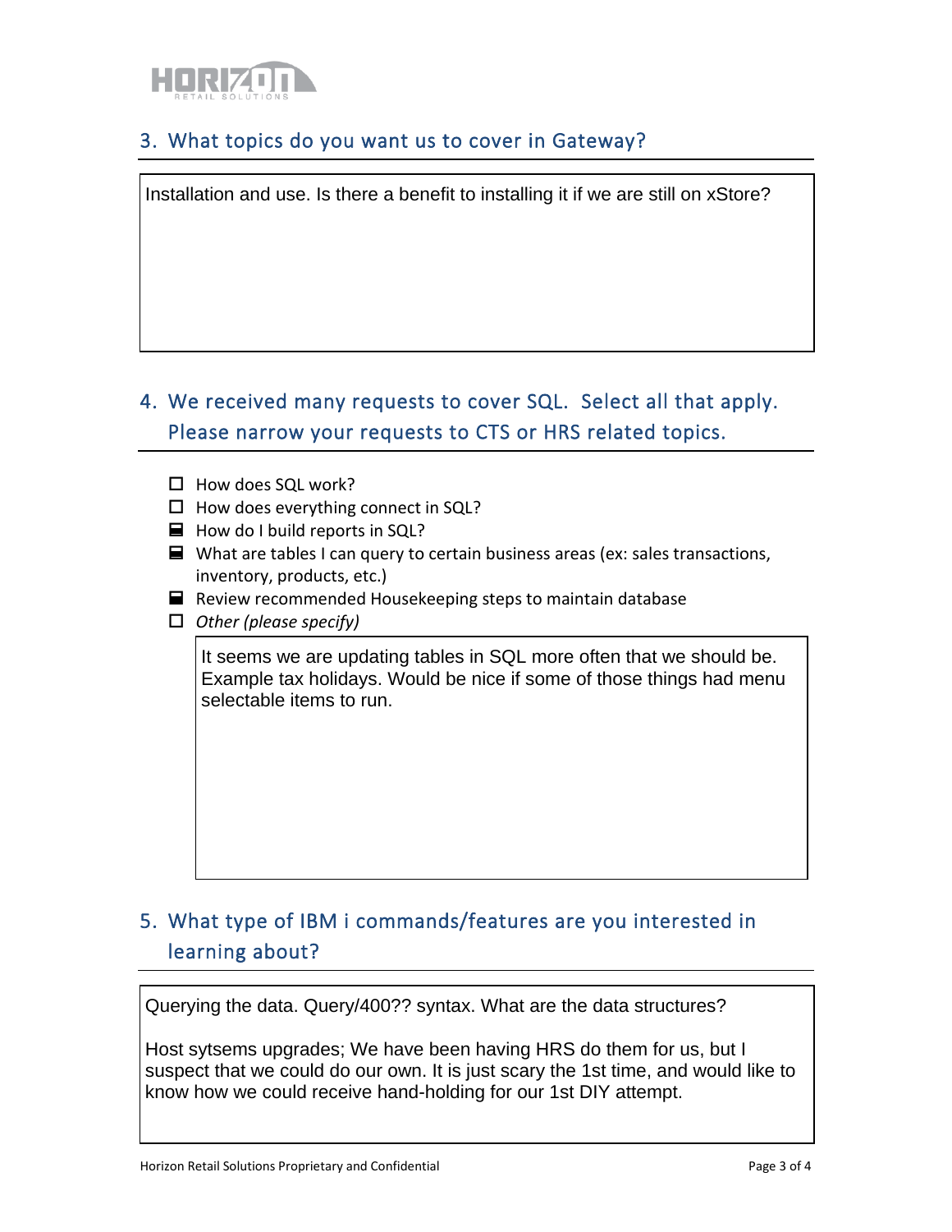## 3. What topics do you want us to cover in Gateway?

Installation and use. Is there a benefit to installing it if we are still on xStore?

## 4. We received many requests to cover SQL. Select all that apply. Please narrow your requests to CTS or HRS related topics.

- [ ] How does SQL work?
- [ ] How does everything connect in SQL?
- [x] How do I build reports in SQL?
- [x] What are tables I can query to certain business areas (ex: sales transactions, inventory, products, etc.)
- [x] Review recommended Housekeeping steps to maintain database
- [ ] *Other (please specify)*

It seems we are updating tables in SQL more often that we should be. Example tax holidays. Would be nice if some of those things had menu selectable items to run.

## 5. What type of IBM i commands/features are you interested in learning about?

Querying the data. Query/400?? syntax. What are the data structures?

Host sytsems upgrades; We have been having HRS do them for us, but I suspect that we could do our own. It is just scary the 1st time, and would like to know how we could receive hand-holding for our 1st DIY attempt.

Horizon Retail Solutions Proprietary and Confidential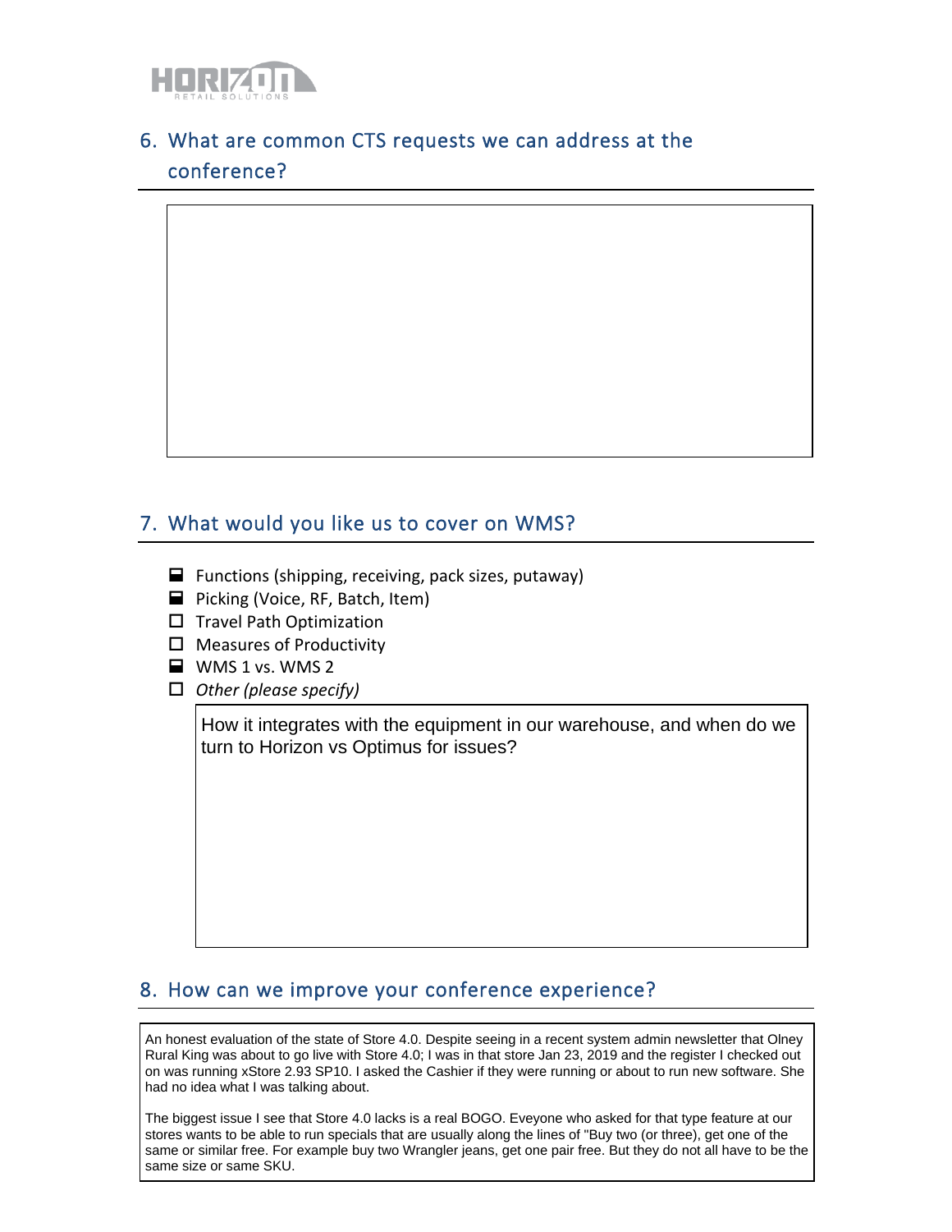## 6. What are common CTS requests we can address at the conference?

## 7. What would you like us to cover on WMS?

- [x] Functions (shipping, receiving, pack sizes, putaway)
- [x] Picking (Voice, RF, Batch, Item)
- [ ] Travel Path Optimization
- [ ] Measures of Productivity
- [x] WMS 1 vs. WMS 2
- [ ] *Other (please specify)*

How it integrates with the equipment in our warehouse, and when do we turn to Horizon vs Optimus for issues?

## 8. How can we improve your conference experience?

An honest evaluation of the state of Store 4.0. Despite seeing in a recent system admin newsletter that Olney Rural King was about to go live with Store 4.0; I was in that store Jan 23, 2019 and the register I checked out on was running xStore 2.93 SP10. I asked the Cashier if they were running or about to run new software. She had no idea what I was talking about.

The biggest issue I see that Store 4.0 lacks is a real BOGO. Eveyone who asked for that type feature at our stores wants to be able to run specials that are usually along the lines of "Buy two (or three), get one of the same or similar free. For example buy two Wrangler jeans, get one pair free. But they do not all have to be the same size or same SKU.